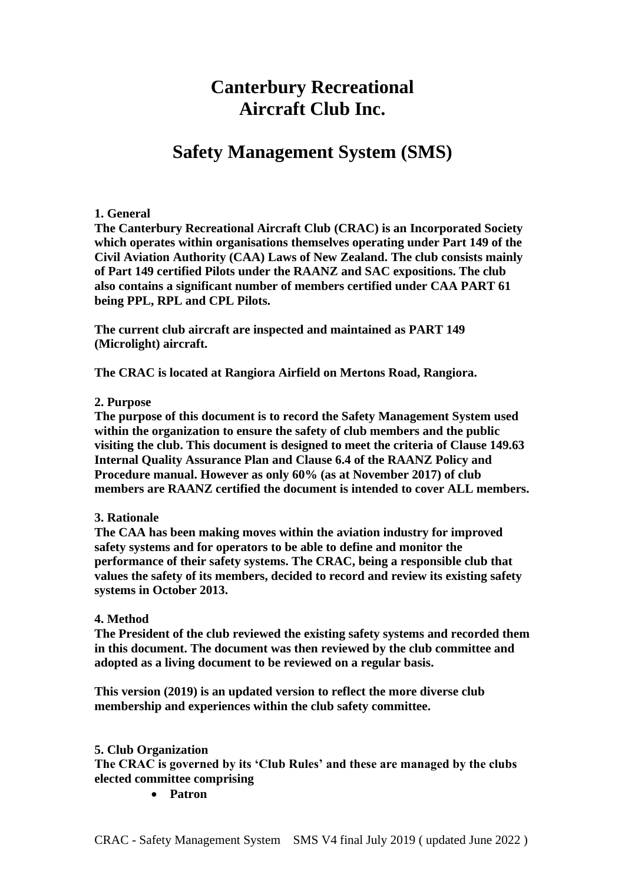# Canterbury Recreational Aircraft Club Inc.

# Safety Management System (SMS)

**1. General**
**The Canterbury Recreational Aircraft Club (CRAC) is an Incorporated Society which operates within organisations themselves operating under Part 149 of the Civil Aviation Authority (CAA) Laws of New Zealand. The club consists mainly of Part 149 certified Pilots under the RAANZ and SAC expositions. The club also contains a significant number of members certified under CAA PART 61 being PPL, RPL and CPL Pilots.**

**The current club aircraft are inspected and maintained as PART 149 (Microlight) aircraft.**

**The CRAC is located at Rangiora Airfield on Mertons Road, Rangiora.**

**2. Purpose**
**The purpose of this document is to record the Safety Management System used within the organization to ensure the safety of club members and the public visiting the club. This document is designed to meet the criteria of Clause 149.63 Internal Quality Assurance Plan and Clause 6.4 of the RAANZ Policy and Procedure manual. However as only 60% (as at November 2017) of club members are RAANZ certified the document is intended to cover ALL members.**

**3. Rationale**
**The CAA has been making moves within the aviation industry for improved safety systems and for operators to be able to define and monitor the performance of their safety systems. The CRAC, being a responsible club that values the safety of its members, decided to record and review its existing safety systems in October 2013.**

**4. Method**
**The President of the club reviewed the existing safety systems and recorded them in this document. The document was then reviewed by the club committee and adopted as a living document to be reviewed on a regular basis.**

**This version (2019) is an updated version to reflect the more diverse club membership and experiences within the club safety committee.**

**5. Club Organization**
**The CRAC is governed by its 'Club Rules' and these are managed by the clubs elected committee comprising**

- **Patron**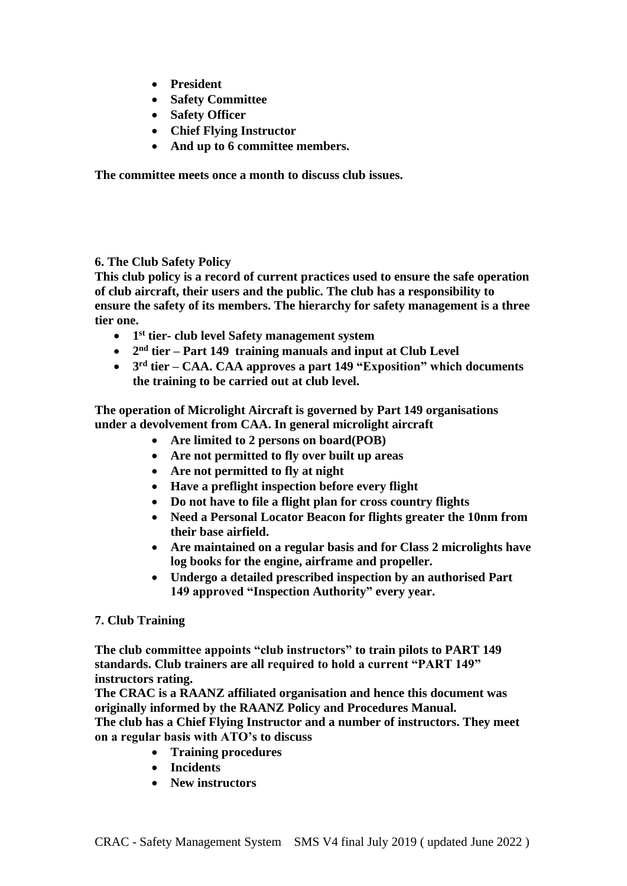- **President**
- **Safety Committee**
- **Safety Officer**
- **Chief Flying Instructor**
- **And up to 6 committee members.**

**The committee meets once a month to discuss club issues.**

**6. The Club Safety Policy**

**This club policy is a record of current practices used to ensure the safe operation of club aircraft, their users and the public. The club has a responsibility to ensure the safety of its members. The hierarchy for safety management is a three tier one.**

- **1st tier- club level Safety management system**
- **2nd tier – Part 149 training manuals and input at Club Level**
- **3rd tier – CAA. CAA approves a part 149 "Exposition" which documents the training to be carried out at club level.**

**The operation of Microlight Aircraft is governed by Part 149 organisations under a devolvement from CAA. In general microlight aircraft**

- **Are limited to 2 persons on board(POB)**
- **Are not permitted to fly over built up areas**
- **Are not permitted to fly at night**
- **Have a preflight inspection before every flight**
- **Do not have to file a flight plan for cross country flights**
- **Need a Personal Locator Beacon for flights greater the 10nm from their base airfield.**
- **Are maintained on a regular basis and for Class 2 microlights have log books for the engine, airframe and propeller.**
- **Undergo a detailed prescribed inspection by an authorised Part 149 approved "Inspection Authority" every year.**

**7. Club Training**

**The club committee appoints "club instructors" to train pilots to PART 149 standards. Club trainers are all required to hold a current "PART 149" instructors rating.**

**The CRAC is a RAANZ affiliated organisation and hence this document was originally informed by the RAANZ Policy and Procedures Manual.**

**The club has a Chief Flying Instructor and a number of instructors. They meet on a regular basis with ATO's to discuss**

- **Training procedures**
- **Incidents**
- **New instructors**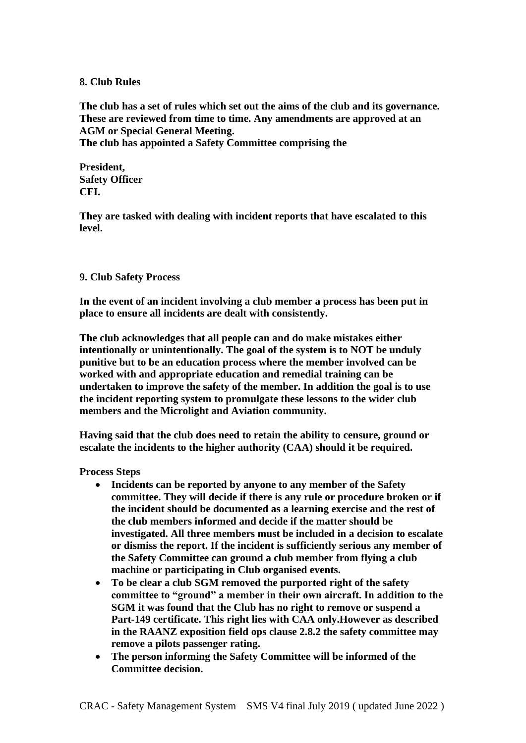## 8. Club Rules

**The club has a set of rules which set out the aims of the club and its governance. These are reviewed from time to time. Any amendments are approved at an AGM or Special General Meeting.**
**The club has appointed a Safety Committee comprising the**

**President,**
**Safety Officer**
**CFI.**

**They are tasked with dealing with incident reports that have escalated to this level.**

## 9. Club Safety Process

**In the event of an incident involving a club member a process has been put in place to ensure all incidents are dealt with consistently.**

**The club acknowledges that all people can and do make mistakes either intentionally or unintentionally. The goal of the system is to NOT be unduly punitive but to be an education process where the member involved can be worked with and appropriate education and remedial training can be undertaken to improve the safety of the member. In addition the goal is to use the incident reporting system to promulgate these lessons to the wider club members and the Microlight and Aviation community.**

**Having said that the club does need to retain the ability to censure, ground or escalate the incidents to the higher authority (CAA) should it be required.**

**Process Steps**

- **Incidents can be reported by anyone to any member of the Safety committee. They will decide if there is any rule or procedure broken or if the incident should be documented as a learning exercise and the rest of the club members informed and decide if the matter should be investigated. All three members must be included in a decision to escalate or dismiss the report. If the incident is sufficiently serious any member of the Safety Committee can ground a club member from flying a club machine or participating in Club organised events.**
- **To be clear a club SGM removed the purported right of the safety committee to "ground" a member in their own aircraft. In addition to the SGM it was found that the Club has no right to remove or suspend a Part-149 certificate. This right lies with CAA only.However as described in the RAANZ exposition field ops clause 2.8.2 the safety committee may remove a pilots passenger rating.**
- **The person informing the Safety Committee will be informed of the Committee decision.**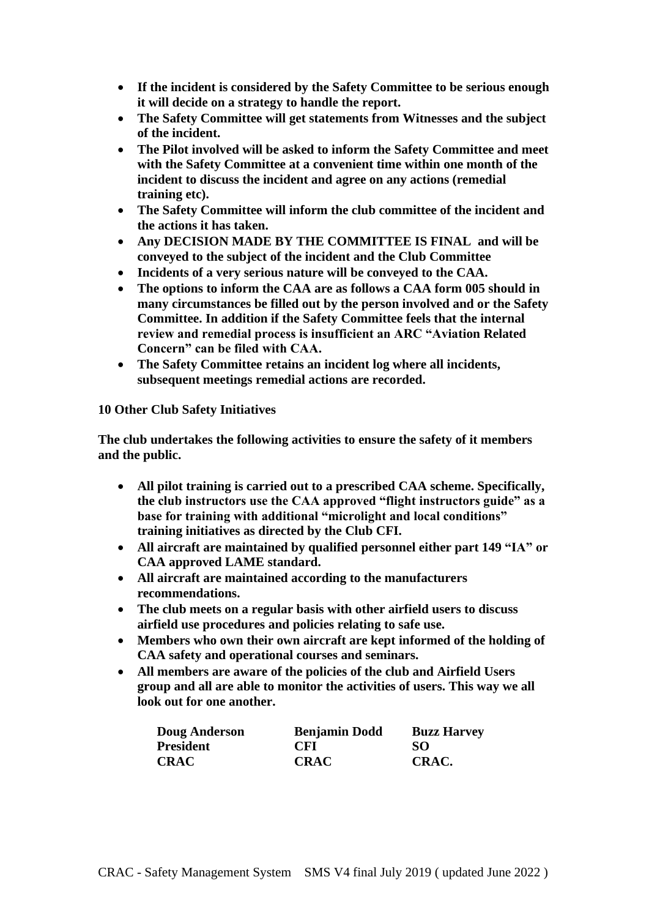- **If the incident is considered by the Safety Committee to be serious enough it will decide on a strategy to handle the report.**
- **The Safety Committee will get statements from Witnesses and the subject of the incident.**
- **The Pilot involved will be asked to inform the Safety Committee and meet with the Safety Committee at a convenient time within one month of the incident to discuss the incident and agree on any actions (remedial training etc).**
- **The Safety Committee will inform the club committee of the incident and the actions it has taken.**
- **Any DECISION MADE BY THE COMMITTEE IS FINAL and will be conveyed to the subject of the incident and the Club Committee**
- **Incidents of a very serious nature will be conveyed to the CAA.**
- **The options to inform the CAA are as follows a CAA form 005 should in many circumstances be filled out by the person involved and or the Safety Committee. In addition if the Safety Committee feels that the internal review and remedial process is insufficient an ARC "Aviation Related Concern" can be filed with CAA.**
- **The Safety Committee retains an incident log where all incidents, subsequent meetings remedial actions are recorded.**

**10 Other Club Safety Initiatives**

**The club undertakes the following activities to ensure the safety of it members and the public.**

- **All pilot training is carried out to a prescribed CAA scheme. Specifically, the club instructors use the CAA approved "flight instructors guide" as a base for training with additional "microlight and local conditions" training initiatives as directed by the Club CFI.**
- **All aircraft are maintained by qualified personnel either part 149 "IA" or CAA approved LAME standard.**
- **All aircraft are maintained according to the manufacturers recommendations.**
- **The club meets on a regular basis with other airfield users to discuss airfield use procedures and policies relating to safe use.**
- **Members who own their own aircraft are kept informed of the holding of CAA safety and operational courses and seminars.**
- **All members are aware of the policies of the club and Airfield Users group and all are able to monitor the activities of users. This way we all look out for one another.**

| | | |
|---|---|---|
| **Doug Anderson** | **Benjamin Dodd** | **Buzz Harvey** |
| **President** | **CFI** | **SO** |
| **CRAC** | **CRAC** | **CRAC.** |